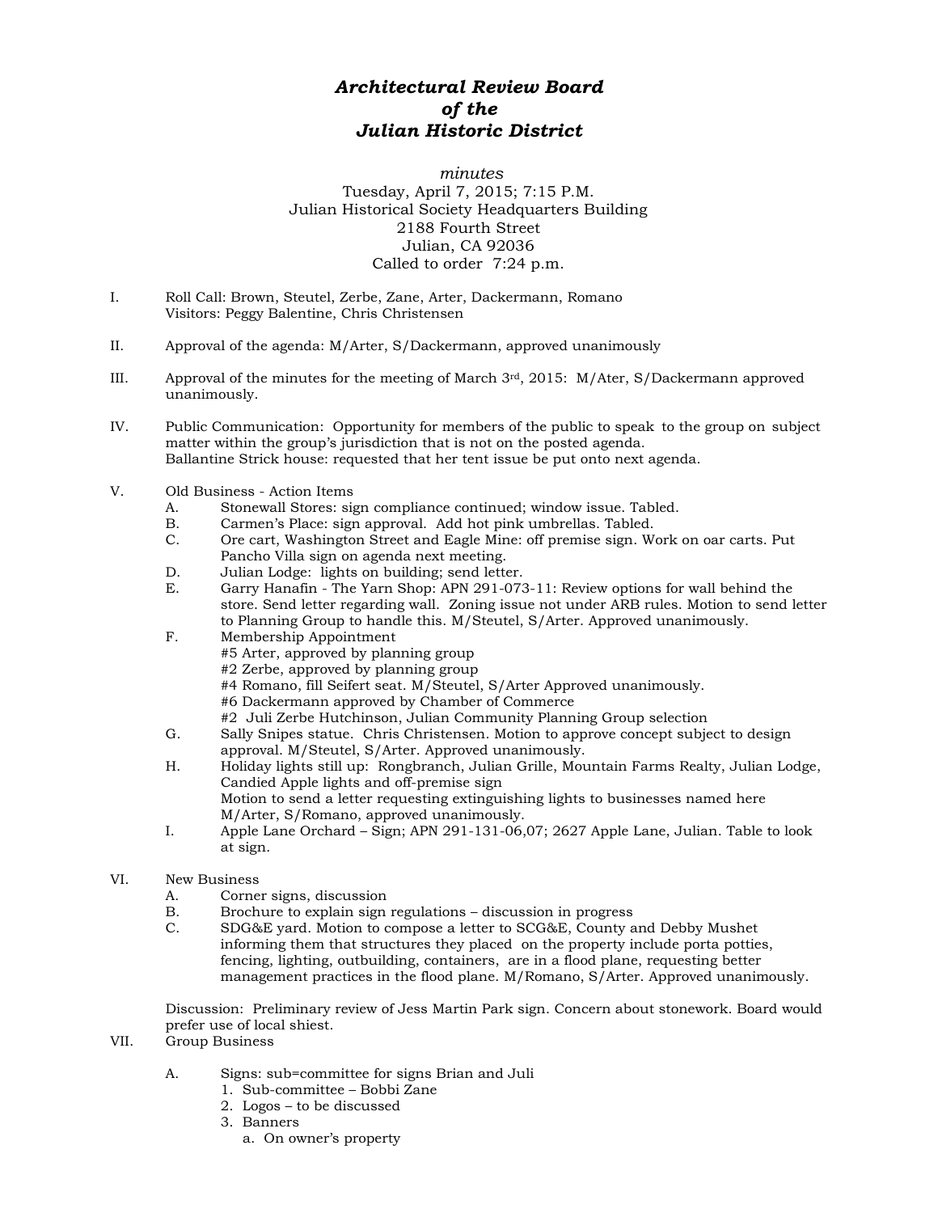# *Architectural Review Board of the Julian Historic District*

*minutes*

Tuesday, April 7, 2015; 7:15 P.M.
Julian Historical Society Headquarters Building
2188 Fourth Street
Julian, CA 92036
Called to order 7:24 p.m.

I. Roll Call: Brown, Steutel, Zerbe, Zane, Arter, Dackermann, Romano
Visitors: Peggy Balentine, Chris Christensen

II. Approval of the agenda: M/Arter, S/Dackermann, approved unanimously

III. Approval of the minutes for the meeting of March 3rd, 2015: M/Ater, S/Dackermann approved unanimously.

IV. Public Communication: Opportunity for members of the public to speak to the group on subject matter within the group's jurisdiction that is not on the posted agenda.
Ballantine Strick house: requested that her tent issue be put onto next agenda.

V. Old Business - Action Items
   A. Stonewall Stores: sign compliance continued; window issue. Tabled.
   B. Carmen's Place: sign approval. Add hot pink umbrellas. Tabled.
   C. Ore cart, Washington Street and Eagle Mine: off premise sign. Work on oar carts. Put Pancho Villa sign on agenda next meeting.
   D. Julian Lodge: lights on building; send letter.
   E. Garry Hanafin - The Yarn Shop: APN 291-073-11: Review options for wall behind the store. Send letter regarding wall. Zoning issue not under ARB rules. Motion to send letter to Planning Group to handle this. M/Steutel, S/Arter. Approved unanimously.
   F. Membership Appointment
      #5 Arter, approved by planning group
      #2 Zerbe, approved by planning group
      #4 Romano, fill Seifert seat. M/Steutel, S/Arter Approved unanimously.
      #6 Dackermann approved by Chamber of Commerce
      #2 Juli Zerbe Hutchinson, Julian Community Planning Group selection
   G. Sally Snipes statue. Chris Christensen. Motion to approve concept subject to design approval. M/Steutel, S/Arter. Approved unanimously.
   H. Holiday lights still up: Rongbranch, Julian Grille, Mountain Farms Realty, Julian Lodge, Candied Apple lights and off-premise sign
      Motion to send a letter requesting extinguishing lights to businesses named here M/Arter, S/Romano, approved unanimously.
   I. Apple Lane Orchard – Sign; APN 291-131-06,07; 2627 Apple Lane, Julian. Table to look at sign.

VI. New Business
   A. Corner signs, discussion
   B. Brochure to explain sign regulations – discussion in progress
   C. SDG&E yard. Motion to compose a letter to SCG&E, County and Debby Mushet informing them that structures they placed on the property include porta potties, fencing, lighting, outbuilding, containers, are in a flood plane, requesting better management practices in the flood plane. M/Romano, S/Arter. Approved unanimously.

   Discussion: Preliminary review of Jess Martin Park sign. Concern about stonework. Board would prefer use of local shiest.

VII. Group Business
   A. Signs: sub=committee for signs Brian and Juli
      1. Sub-committee – Bobbi Zane
      2. Logos – to be discussed
      3. Banners
         a. On owner's property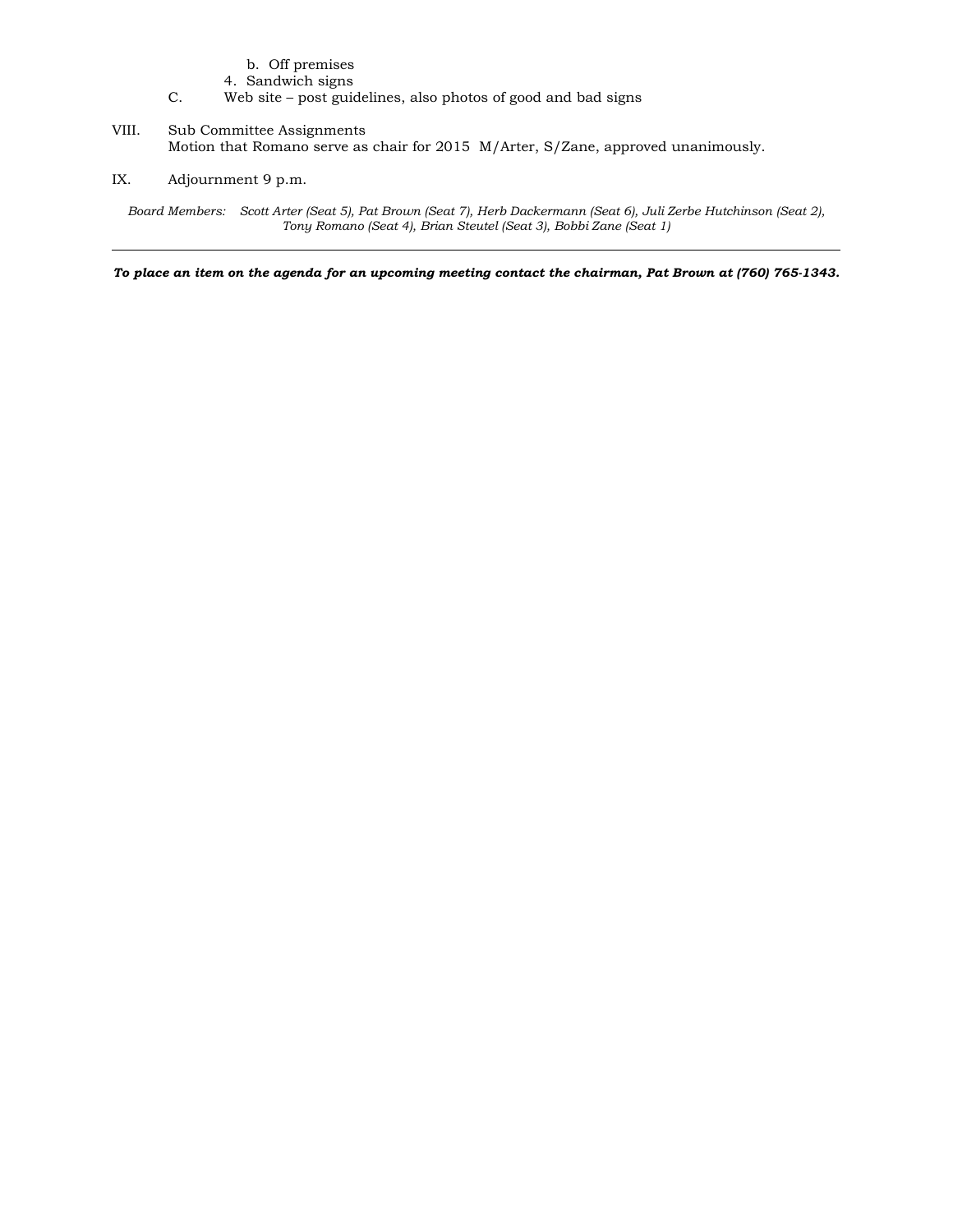b. Off premises
    4. Sandwich signs
  C. Web site – post guidelines, also photos of good and bad signs

VIII. Sub Committee Assignments
Motion that Romano serve as chair for 2015 M/Arter, S/Zane, approved unanimously.

IX. Adjournment 9 p.m.

*Board Members: Scott Arter (Seat 5), Pat Brown (Seat 7), Herb Dackermann (Seat 6), Juli Zerbe Hutchinson (Seat 2), Tony Romano (Seat 4), Brian Steutel (Seat 3), Bobbi Zane (Seat 1)*

---

***To place an item on the agenda for an upcoming meeting contact the chairman, Pat Brown at (760) 765-1343.***